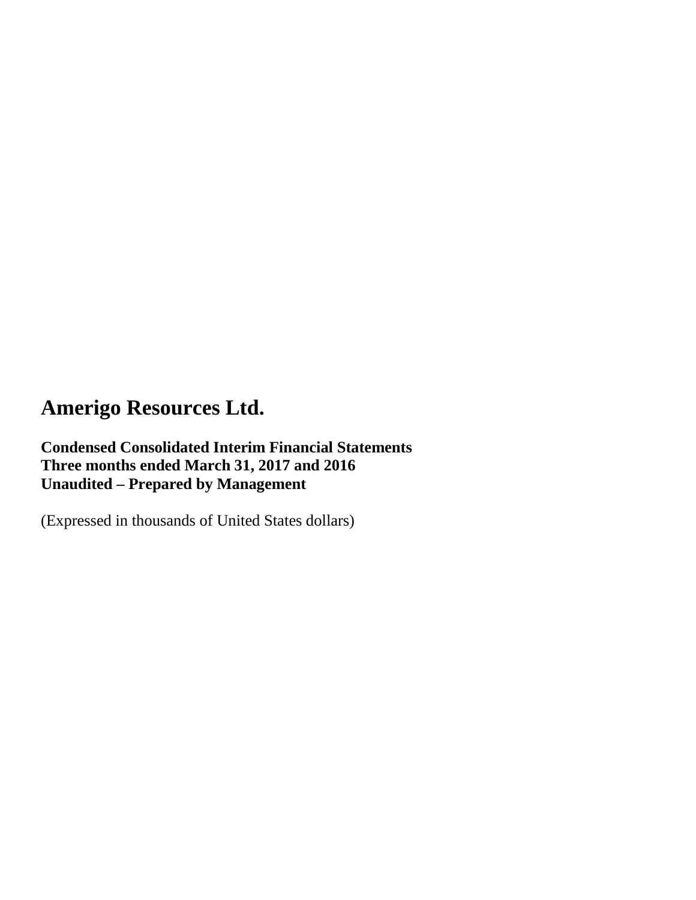# Amerigo Resources Ltd.

**Condensed Consolidated Interim Financial Statements**
**Three months ended March 31, 2017 and 2016**
**Unaudited – Prepared by Management**

(Expressed in thousands of United States dollars)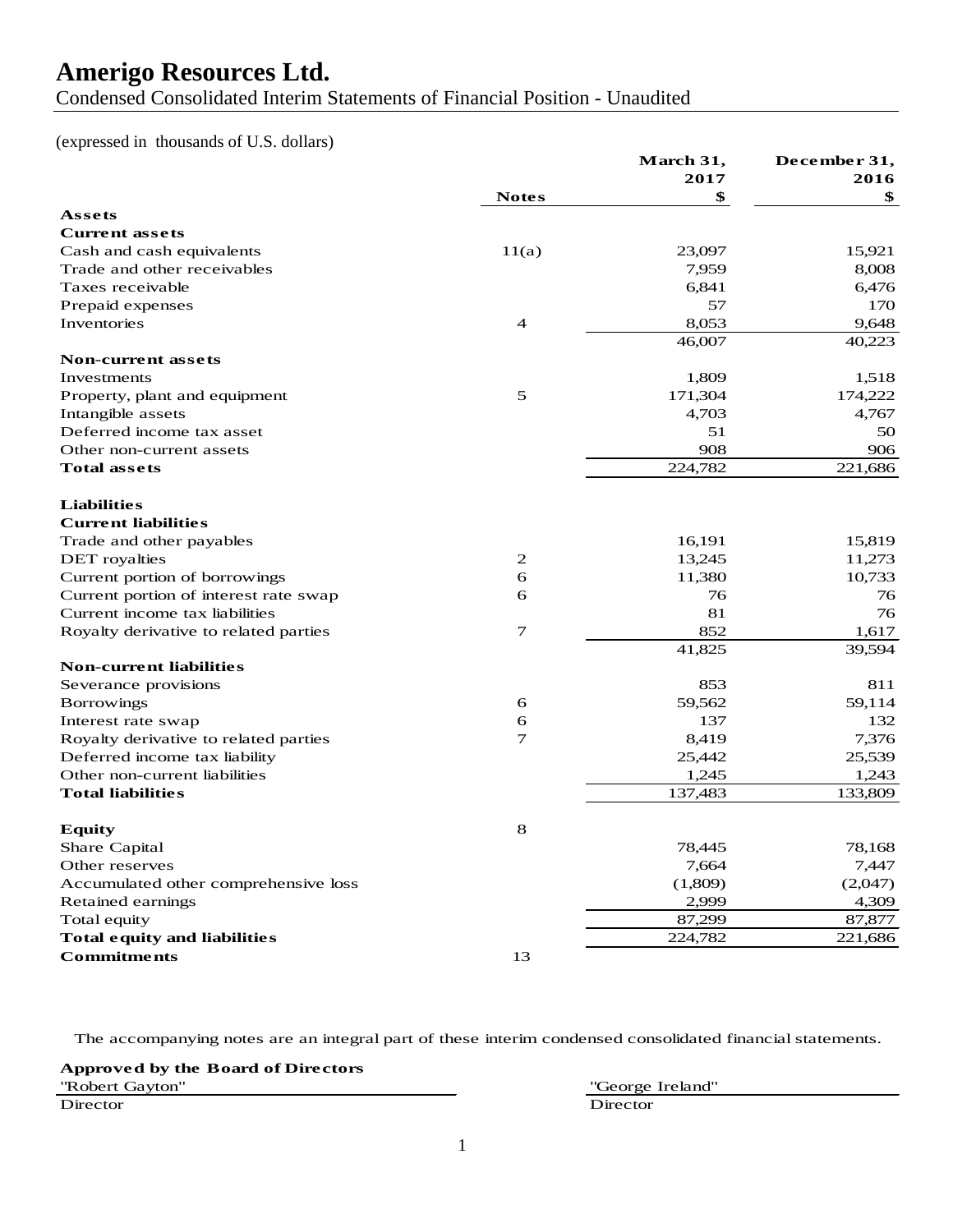# Amerigo Resources Ltd.

Condensed Consolidated Interim Statements of Financial Position - Unaudited

(expressed in thousands of U.S. dollars)

| | Notes | March 31, 2017 $ | December 31, 2016 $ |
|---|---|---|---|
| **Assets** | | | |
| **Current assets** | | | |
| Cash and cash equivalents | 11(a) | 23,097 | 15,921 |
| Trade and other receivables | | 7,959 | 8,008 |
| Taxes receivable | | 6,841 | 6,476 |
| Prepaid expenses | | 57 | 170 |
| Inventories | 4 | 8,053 | 9,648 |
| | | 46,007 | 40,223 |
| **Non-current assets** | | | |
| Investments | | 1,809 | 1,518 |
| Property, plant and equipment | 5 | 171,304 | 174,222 |
| Intangible assets | | 4,703 | 4,767 |
| Deferred income tax asset | | 51 | 50 |
| Other non-current assets | | 908 | 906 |
| **Total assets** | | 224,782 | 221,686 |
| | | | |
| **Liabilities** | | | |
| **Current liabilities** | | | |
| Trade and other payables | | 16,191 | 15,819 |
| DET royalties | 2 | 13,245 | 11,273 |
| Current portion of borrowings | 6 | 11,380 | 10,733 |
| Current portion of interest rate swap | 6 | 76 | 76 |
| Current income tax liabilities | | 81 | 76 |
| Royalty derivative to related parties | 7 | 852 | 1,617 |
| | | 41,825 | 39,594 |
| **Non-current liabilities** | | | |
| Severance provisions | | 853 | 811 |
| Borrowings | 6 | 59,562 | 59,114 |
| Interest rate swap | 6 | 137 | 132 |
| Royalty derivative to related parties | 7 | 8,419 | 7,376 |
| Deferred income tax liability | | 25,442 | 25,539 |
| Other non-current liabilities | | 1,245 | 1,243 |
| **Total liabilities** | | 137,483 | 133,809 |
| | | | |
| **Equity** | 8 | | |
| Share Capital | | 78,445 | 78,168 |
| Other reserves | | 7,664 | 7,447 |
| Accumulated other comprehensive loss | | (1,809) | (2,047) |
| Retained earnings | | 2,999 | 4,309 |
| Total equity | | 87,299 | 87,877 |
| **Total equity and liabilities** | | 224,782 | 221,686 |
| **Commitments** | 13 | | |

The accompanying notes are an integral part of these interim condensed consolidated financial statements.

**Approved by the Board of Directors**

"Robert Gayton"
Director

"George Ireland"
Director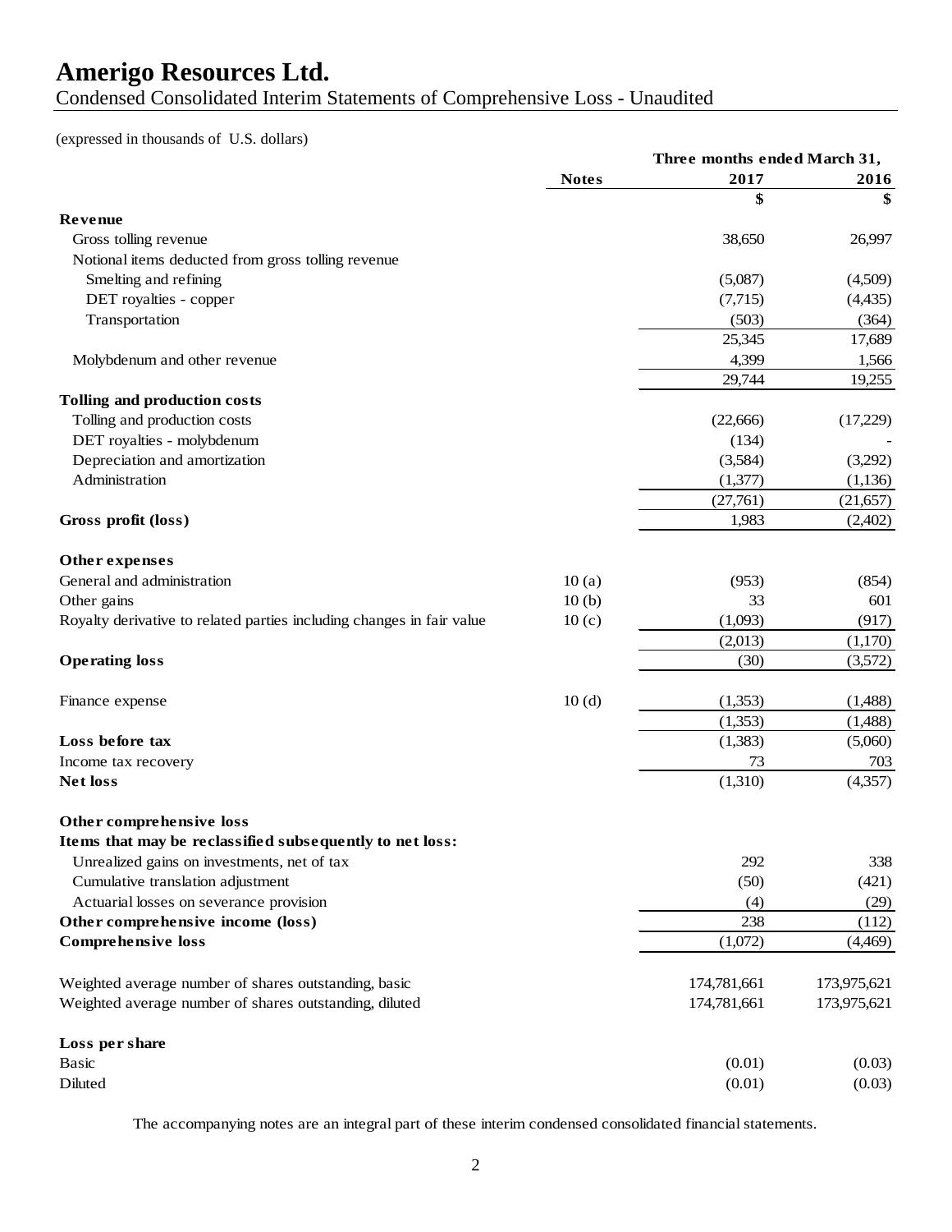# Amerigo Resources Ltd.

Condensed Consolidated Interim Statements of Comprehensive Loss - Unaudited

(expressed in thousands of U.S. dollars)

| | Notes | Three months ended March 31, 2017 | 2016 |
|---|---|---|---|
| | | $ | $ |
| **Revenue** | | | |
| Gross tolling revenue | | 38,650 | 26,997 |
| Notional items deducted from gross tolling revenue | | | |
| Smelting and refining | | (5,087) | (4,509) |
| DET royalties - copper | | (7,715) | (4,435) |
| Transportation | | (503) | (364) |
| | | 25,345 | 17,689 |
| Molybdenum and other revenue | | 4,399 | 1,566 |
| | | 29,744 | 19,255 |
| **Tolling and production costs** | | | |
| Tolling and production costs | | (22,666) | (17,229) |
| DET royalties - molybdenum | | (134) | - |
| Depreciation and amortization | | (3,584) | (3,292) |
| Administration | | (1,377) | (1,136) |
| | | (27,761) | (21,657) |
| **Gross profit (loss)** | | 1,983 | (2,402) |
| **Other expenses** | | | |
| General and administration | 10 (a) | (953) | (854) |
| Other gains | 10 (b) | 33 | 601 |
| Royalty derivative to related parties including changes in fair value | 10 (c) | (1,093) | (917) |
| | | (2,013) | (1,170) |
| **Operating loss** | | (30) | (3,572) |
| Finance expense | 10 (d) | (1,353) | (1,488) |
| | | (1,353) | (1,488) |
| **Loss before tax** | | (1,383) | (5,060) |
| Income tax recovery | | 73 | 703 |
| **Net loss** | | (1,310) | (4,357) |
| **Other comprehensive loss** | | | |
| **Items that may be reclassified subsequently to net loss:** | | | |
| Unrealized gains on investments, net of tax | | 292 | 338 |
| Cumulative translation adjustment | | (50) | (421) |
| Actuarial losses on severance provision | | (4) | (29) |
| **Other comprehensive income (loss)** | | 238 | (112) |
| **Comprehensive loss** | | (1,072) | (4,469) |
| Weighted average number of shares outstanding, basic | | 174,781,661 | 173,975,621 |
| Weighted average number of shares outstanding, diluted | | 174,781,661 | 173,975,621 |
| **Loss per share** | | | |
| Basic | | (0.01) | (0.03) |
| Diluted | | (0.01) | (0.03) |

The accompanying notes are an integral part of these interim condensed consolidated financial statements.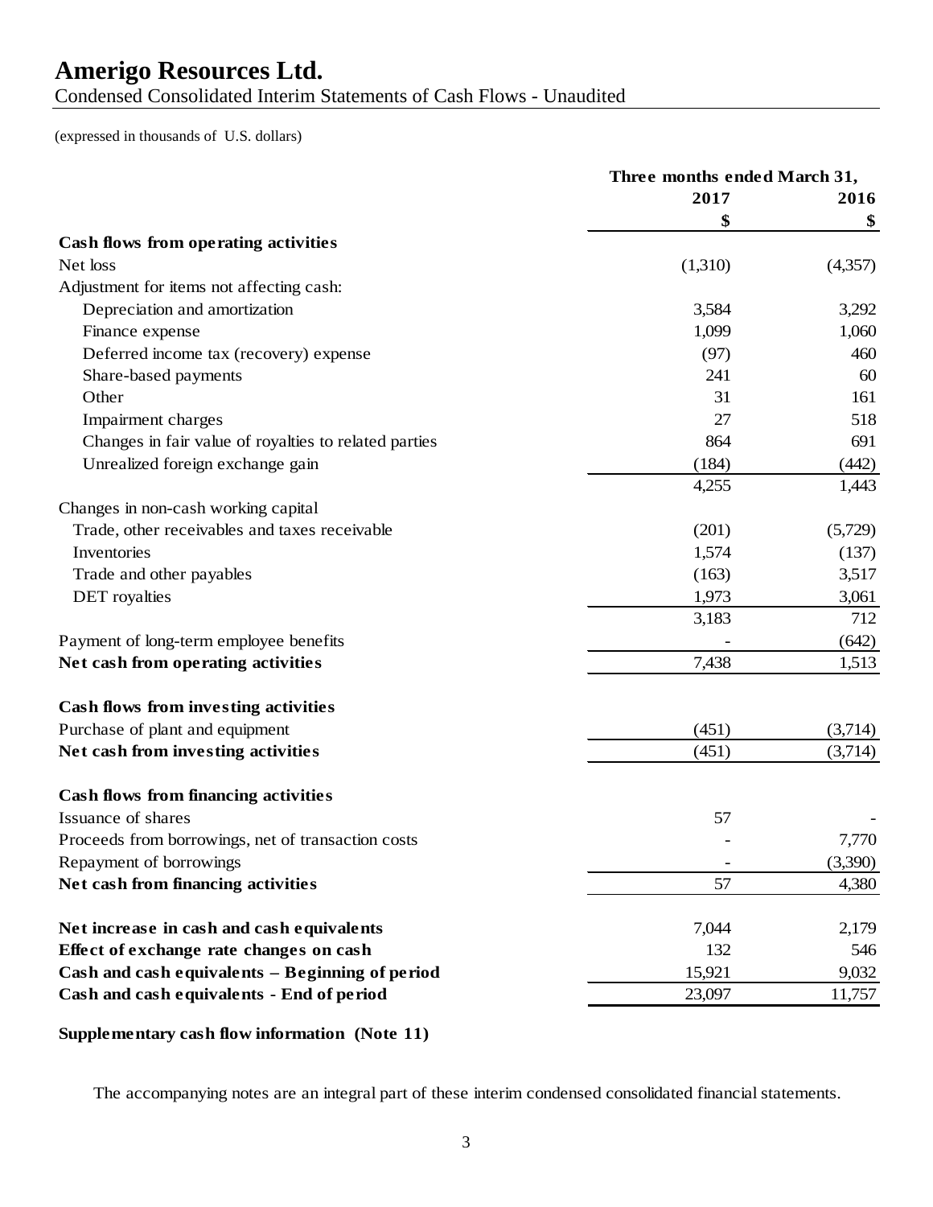# Amerigo Resources Ltd.

Condensed Consolidated Interim Statements of Cash Flows - Unaudited

(expressed in thousands of U.S. dollars)

| | Three months ended March 31, | |
|---|---|---|
| | 2017 | 2016 |
| | $ | $ |
| **Cash flows from operating activities** | | |
| Net loss | (1,310) | (4,357) |
| Adjustment for items not affecting cash: | | |
| Depreciation and amortization | 3,584 | 3,292 |
| Finance expense | 1,099 | 1,060 |
| Deferred income tax (recovery) expense | (97) | 460 |
| Share-based payments | 241 | 60 |
| Other | 31 | 161 |
| Impairment charges | 27 | 518 |
| Changes in fair value of royalties to related parties | 864 | 691 |
| Unrealized foreign exchange gain | (184) | (442) |
| | 4,255 | 1,443 |
| Changes in non-cash working capital | | |
| Trade, other receivables and taxes receivable | (201) | (5,729) |
| Inventories | 1,574 | (137) |
| Trade and other payables | (163) | 3,517 |
| DET royalties | 1,973 | 3,061 |
| | 3,183 | 712 |
| Payment of long-term employee benefits | - | (642) |
| **Net cash from operating activities** | 7,438 | 1,513 |
| **Cash flows from investing activities** | | |
| Purchase of plant and equipment | (451) | (3,714) |
| **Net cash from investing activities** | (451) | (3,714) |
| **Cash flows from financing activities** | | |
| Issuance of shares | 57 | - |
| Proceeds from borrowings, net of transaction costs | - | 7,770 |
| Repayment of borrowings | - | (3,390) |
| **Net cash from financing activities** | 57 | 4,380 |
| **Net increase in cash and cash equivalents** | 7,044 | 2,179 |
| **Effect of exchange rate changes on cash** | 132 | 546 |
| **Cash and cash equivalents – Beginning of period** | 15,921 | 9,032 |
| **Cash and cash equivalents - End of period** | 23,097 | 11,757 |

**Supplementary cash flow information (Note 11)**

The accompanying notes are an integral part of these interim condensed consolidated financial statements.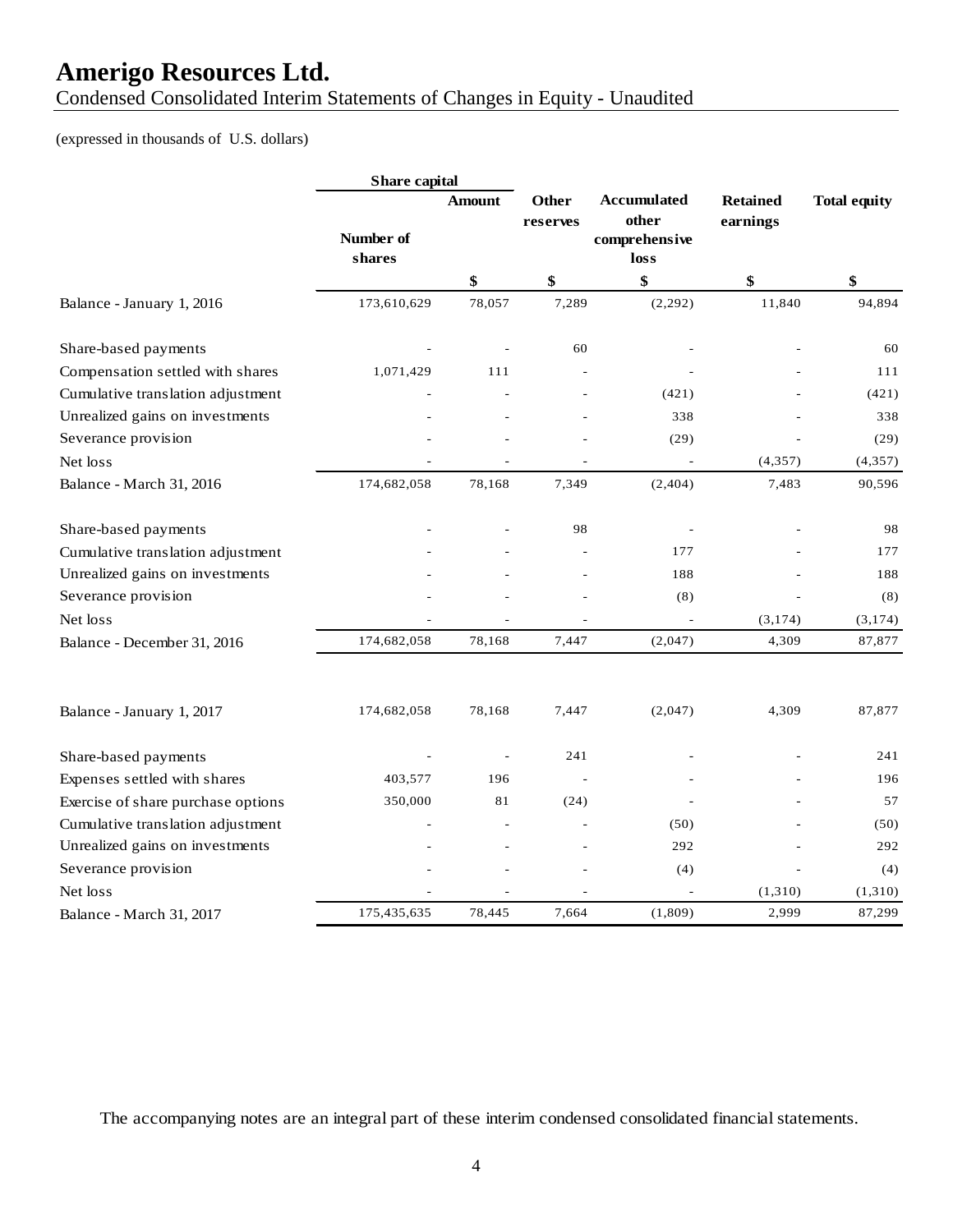# Amerigo Resources Ltd.

Condensed Consolidated Interim Statements of Changes in Equity - Unaudited

(expressed in thousands of U.S. dollars)

| | Share capital | | | | | |
|---|---|---|---|---|---|---|
| | Number of shares | Amount | Other reserves | Accumulated other comprehensive loss | Retained earnings | Total equity |
| | | $ | $ | $ | $ | $ |
| Balance - January 1, 2016 | 173,610,629 | 78,057 | 7,289 | (2,292) | 11,840 | 94,894 |
| Share-based payments | - | - | 60 | - | - | 60 |
| Compensation settled with shares | 1,071,429 | 111 | - | - | - | 111 |
| Cumulative translation adjustment | - | - | - | (421) | - | (421) |
| Unrealized gains on investments | - | - | - | 338 | - | 338 |
| Severance provision | - | - | - | (29) | - | (29) |
| Net loss | - | - | - | - | (4,357) | (4,357) |
| Balance - March 31, 2016 | 174,682,058 | 78,168 | 7,349 | (2,404) | 7,483 | 90,596 |
| Share-based payments | - | - | 98 | - | - | 98 |
| Cumulative translation adjustment | - | - | - | 177 | - | 177 |
| Unrealized gains on investments | - | - | - | 188 | - | 188 |
| Severance provision | - | - | - | (8) | - | (8) |
| Net loss | - | - | - | - | (3,174) | (3,174) |
| Balance - December 31, 2016 | 174,682,058 | 78,168 | 7,447 | (2,047) | 4,309 | 87,877 |
| Balance - January 1, 2017 | 174,682,058 | 78,168 | 7,447 | (2,047) | 4,309 | 87,877 |
| Share-based payments | - | - | 241 | - | - | 241 |
| Expenses settled with shares | 403,577 | 196 | - | - | - | 196 |
| Exercise of share purchase options | 350,000 | 81 | (24) | - | - | 57 |
| Cumulative translation adjustment | - | - | - | (50) | - | (50) |
| Unrealized gains on investments | - | - | - | 292 | - | 292 |
| Severance provision | - | - | - | (4) | - | (4) |
| Net loss | - | - | - | - | (1,310) | (1,310) |
| Balance - March 31, 2017 | 175,435,635 | 78,445 | 7,664 | (1,809) | 2,999 | 87,299 |

The accompanying notes are an integral part of these interim condensed consolidated financial statements.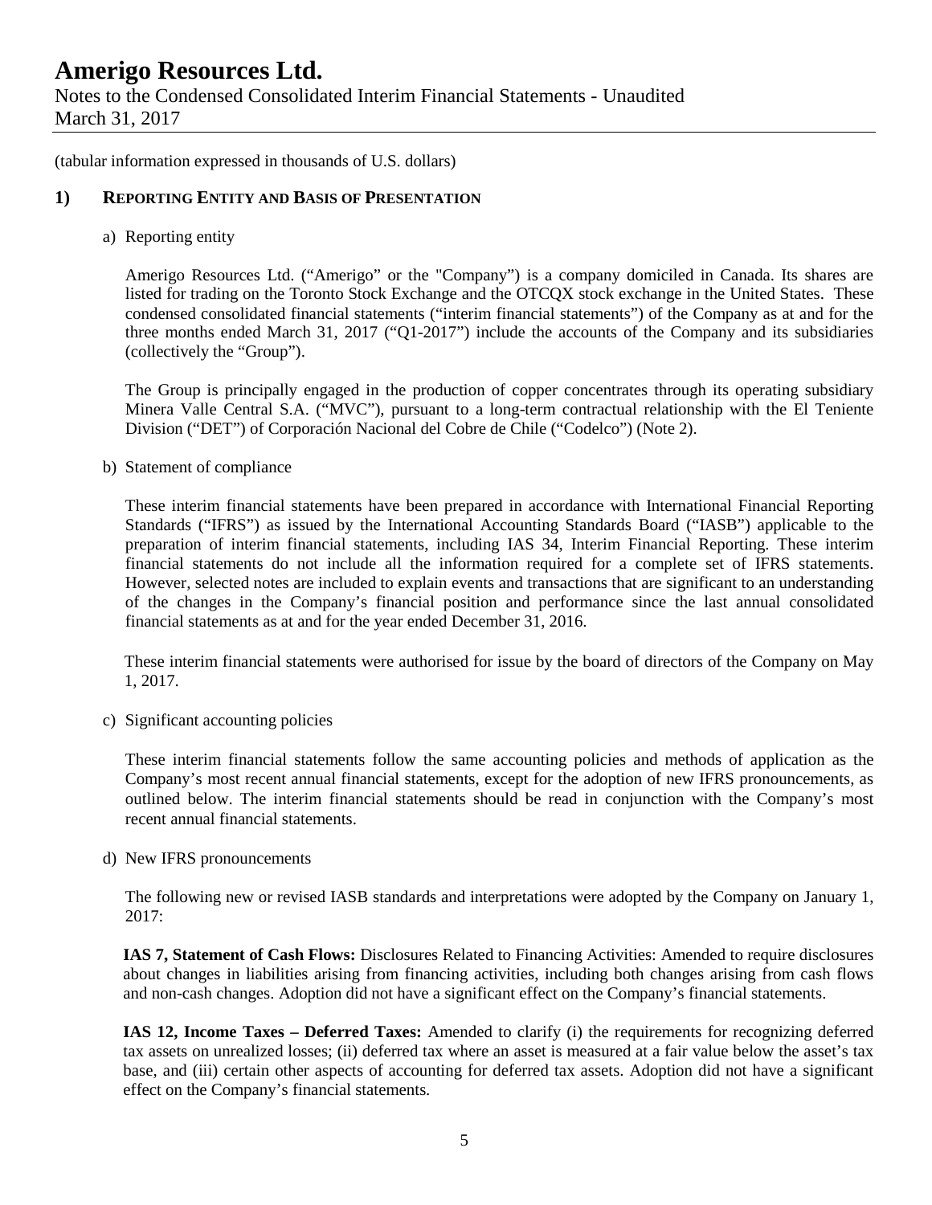(tabular information expressed in thousands of U.S. dollars)

## 1) REPORTING ENTITY AND BASIS OF PRESENTATION

a) Reporting entity

Amerigo Resources Ltd. ("Amerigo" or the "Company") is a company domiciled in Canada. Its shares are listed for trading on the Toronto Stock Exchange and the OTCQX stock exchange in the United States. These condensed consolidated financial statements ("interim financial statements") of the Company as at and for the three months ended March 31, 2017 ("Q1-2017") include the accounts of the Company and its subsidiaries (collectively the "Group").

The Group is principally engaged in the production of copper concentrates through its operating subsidiary Minera Valle Central S.A. ("MVC"), pursuant to a long-term contractual relationship with the El Teniente Division ("DET") of Corporación Nacional del Cobre de Chile ("Codelco") (Note 2).

b) Statement of compliance

These interim financial statements have been prepared in accordance with International Financial Reporting Standards ("IFRS") as issued by the International Accounting Standards Board ("IASB") applicable to the preparation of interim financial statements, including IAS 34, Interim Financial Reporting. These interim financial statements do not include all the information required for a complete set of IFRS statements. However, selected notes are included to explain events and transactions that are significant to an understanding of the changes in the Company's financial position and performance since the last annual consolidated financial statements as at and for the year ended December 31, 2016.

These interim financial statements were authorised for issue by the board of directors of the Company on May 1, 2017.

c) Significant accounting policies

These interim financial statements follow the same accounting policies and methods of application as the Company's most recent annual financial statements, except for the adoption of new IFRS pronouncements, as outlined below. The interim financial statements should be read in conjunction with the Company's most recent annual financial statements.

d) New IFRS pronouncements

The following new or revised IASB standards and interpretations were adopted by the Company on January 1, 2017:

**IAS 7, Statement of Cash Flows:** Disclosures Related to Financing Activities: Amended to require disclosures about changes in liabilities arising from financing activities, including both changes arising from cash flows and non-cash changes. Adoption did not have a significant effect on the Company's financial statements.

**IAS 12, Income Taxes – Deferred Taxes:** Amended to clarify (i) the requirements for recognizing deferred tax assets on unrealized losses; (ii) deferred tax where an asset is measured at a fair value below the asset's tax base, and (iii) certain other aspects of accounting for deferred tax assets. Adoption did not have a significant effect on the Company's financial statements.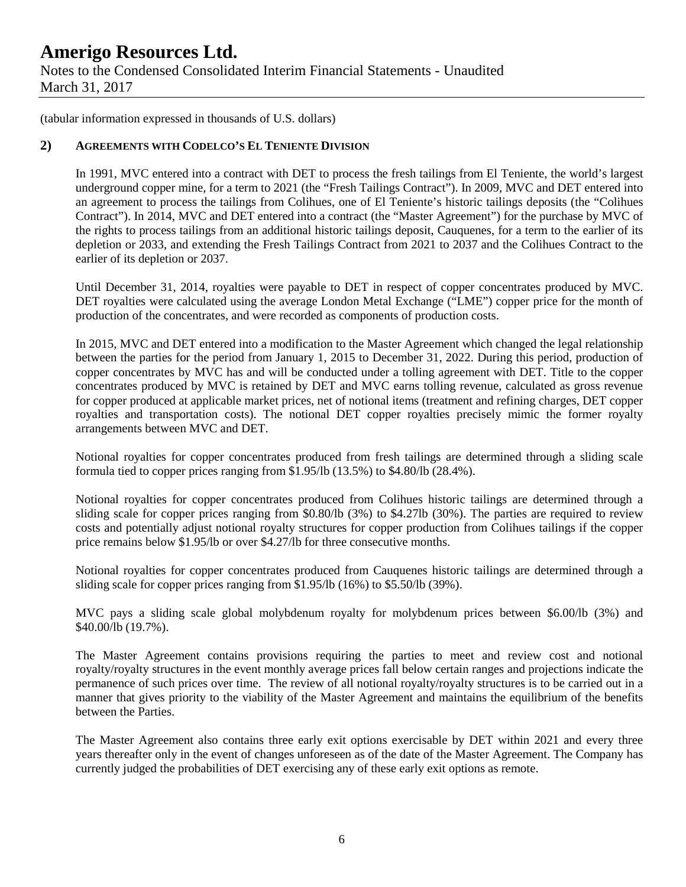(tabular information expressed in thousands of U.S. dollars)

## 2) AGREEMENTS WITH CODELCO'S EL TENIENTE DIVISION

In 1991, MVC entered into a contract with DET to process the fresh tailings from El Teniente, the world's largest underground copper mine, for a term to 2021 (the "Fresh Tailings Contract"). In 2009, MVC and DET entered into an agreement to process the tailings from Colihues, one of El Teniente's historic tailings deposits (the "Colihues Contract"). In 2014, MVC and DET entered into a contract (the "Master Agreement") for the purchase by MVC of the rights to process tailings from an additional historic tailings deposit, Cauquenes, for a term to the earlier of its depletion or 2033, and extending the Fresh Tailings Contract from 2021 to 2037 and the Colihues Contract to the earlier of its depletion or 2037.

Until December 31, 2014, royalties were payable to DET in respect of copper concentrates produced by MVC. DET royalties were calculated using the average London Metal Exchange ("LME") copper price for the month of production of the concentrates, and were recorded as components of production costs.

In 2015, MVC and DET entered into a modification to the Master Agreement which changed the legal relationship between the parties for the period from January 1, 2015 to December 31, 2022. During this period, production of copper concentrates by MVC has and will be conducted under a tolling agreement with DET. Title to the copper concentrates produced by MVC is retained by DET and MVC earns tolling revenue, calculated as gross revenue for copper produced at applicable market prices, net of notional items (treatment and refining charges, DET copper royalties and transportation costs). The notional DET copper royalties precisely mimic the former royalty arrangements between MVC and DET.

Notional royalties for copper concentrates produced from fresh tailings are determined through a sliding scale formula tied to copper prices ranging from $1.95/lb (13.5%) to $4.80/lb (28.4%).

Notional royalties for copper concentrates produced from Colihues historic tailings are determined through a sliding scale for copper prices ranging from $0.80/lb (3%) to $4.27lb (30%). The parties are required to review costs and potentially adjust notional royalty structures for copper production from Colihues tailings if the copper price remains below $1.95/lb or over $4.27/lb for three consecutive months.

Notional royalties for copper concentrates produced from Cauquenes historic tailings are determined through a sliding scale for copper prices ranging from $1.95/lb (16%) to $5.50/lb (39%).

MVC pays a sliding scale global molybdenum royalty for molybdenum prices between $6.00/lb (3%) and $40.00/lb (19.7%).

The Master Agreement contains provisions requiring the parties to meet and review cost and notional royalty/royalty structures in the event monthly average prices fall below certain ranges and projections indicate the permanence of such prices over time. The review of all notional royalty/royalty structures is to be carried out in a manner that gives priority to the viability of the Master Agreement and maintains the equilibrium of the benefits between the Parties.

The Master Agreement also contains three early exit options exercisable by DET within 2021 and every three years thereafter only in the event of changes unforeseen as of the date of the Master Agreement. The Company has currently judged the probabilities of DET exercising any of these early exit options as remote.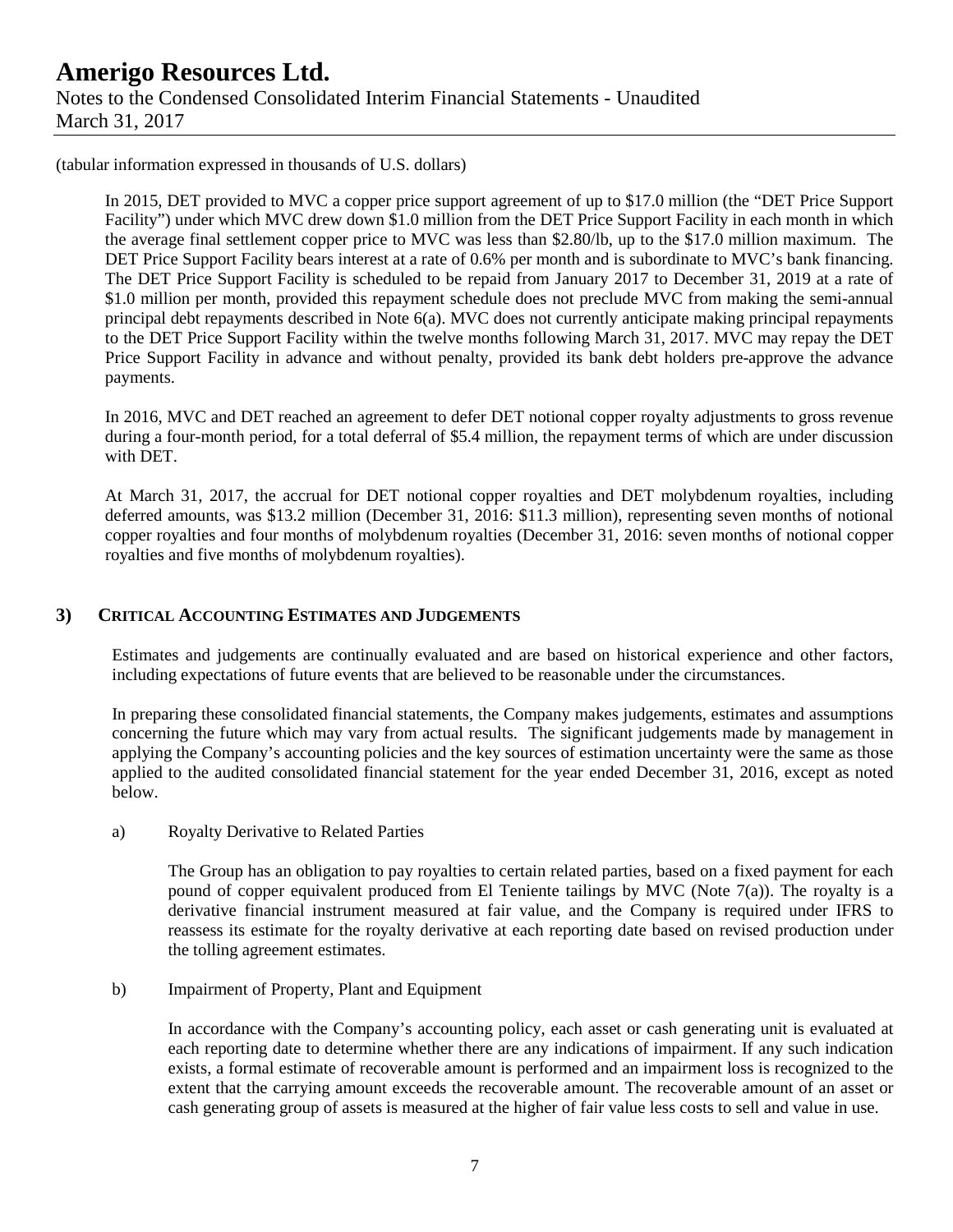(tabular information expressed in thousands of U.S. dollars)

In 2015, DET provided to MVC a copper price support agreement of up to $17.0 million (the "DET Price Support Facility") under which MVC drew down $1.0 million from the DET Price Support Facility in each month in which the average final settlement copper price to MVC was less than $2.80/lb, up to the $17.0 million maximum. The DET Price Support Facility bears interest at a rate of 0.6% per month and is subordinate to MVC's bank financing. The DET Price Support Facility is scheduled to be repaid from January 2017 to December 31, 2019 at a rate of $1.0 million per month, provided this repayment schedule does not preclude MVC from making the semi-annual principal debt repayments described in Note 6(a). MVC does not currently anticipate making principal repayments to the DET Price Support Facility within the twelve months following March 31, 2017. MVC may repay the DET Price Support Facility in advance and without penalty, provided its bank debt holders pre-approve the advance payments.

In 2016, MVC and DET reached an agreement to defer DET notional copper royalty adjustments to gross revenue during a four-month period, for a total deferral of $5.4 million, the repayment terms of which are under discussion with DET.

At March 31, 2017, the accrual for DET notional copper royalties and DET molybdenum royalties, including deferred amounts, was $13.2 million (December 31, 2016: $11.3 million), representing seven months of notional copper royalties and four months of molybdenum royalties (December 31, 2016: seven months of notional copper royalties and five months of molybdenum royalties).

## 3) Critical Accounting Estimates and Judgements

Estimates and judgements are continually evaluated and are based on historical experience and other factors, including expectations of future events that are believed to be reasonable under the circumstances.

In preparing these consolidated financial statements, the Company makes judgements, estimates and assumptions concerning the future which may vary from actual results. The significant judgements made by management in applying the Company's accounting policies and the key sources of estimation uncertainty were the same as those applied to the audited consolidated financial statement for the year ended December 31, 2016, except as noted below.

a) Royalty Derivative to Related Parties

The Group has an obligation to pay royalties to certain related parties, based on a fixed payment for each pound of copper equivalent produced from El Teniente tailings by MVC (Note 7(a)). The royalty is a derivative financial instrument measured at fair value, and the Company is required under IFRS to reassess its estimate for the royalty derivative at each reporting date based on revised production under the tolling agreement estimates.

b) Impairment of Property, Plant and Equipment

In accordance with the Company's accounting policy, each asset or cash generating unit is evaluated at each reporting date to determine whether there are any indications of impairment. If any such indication exists, a formal estimate of recoverable amount is performed and an impairment loss is recognized to the extent that the carrying amount exceeds the recoverable amount. The recoverable amount of an asset or cash generating group of assets is measured at the higher of fair value less costs to sell and value in use.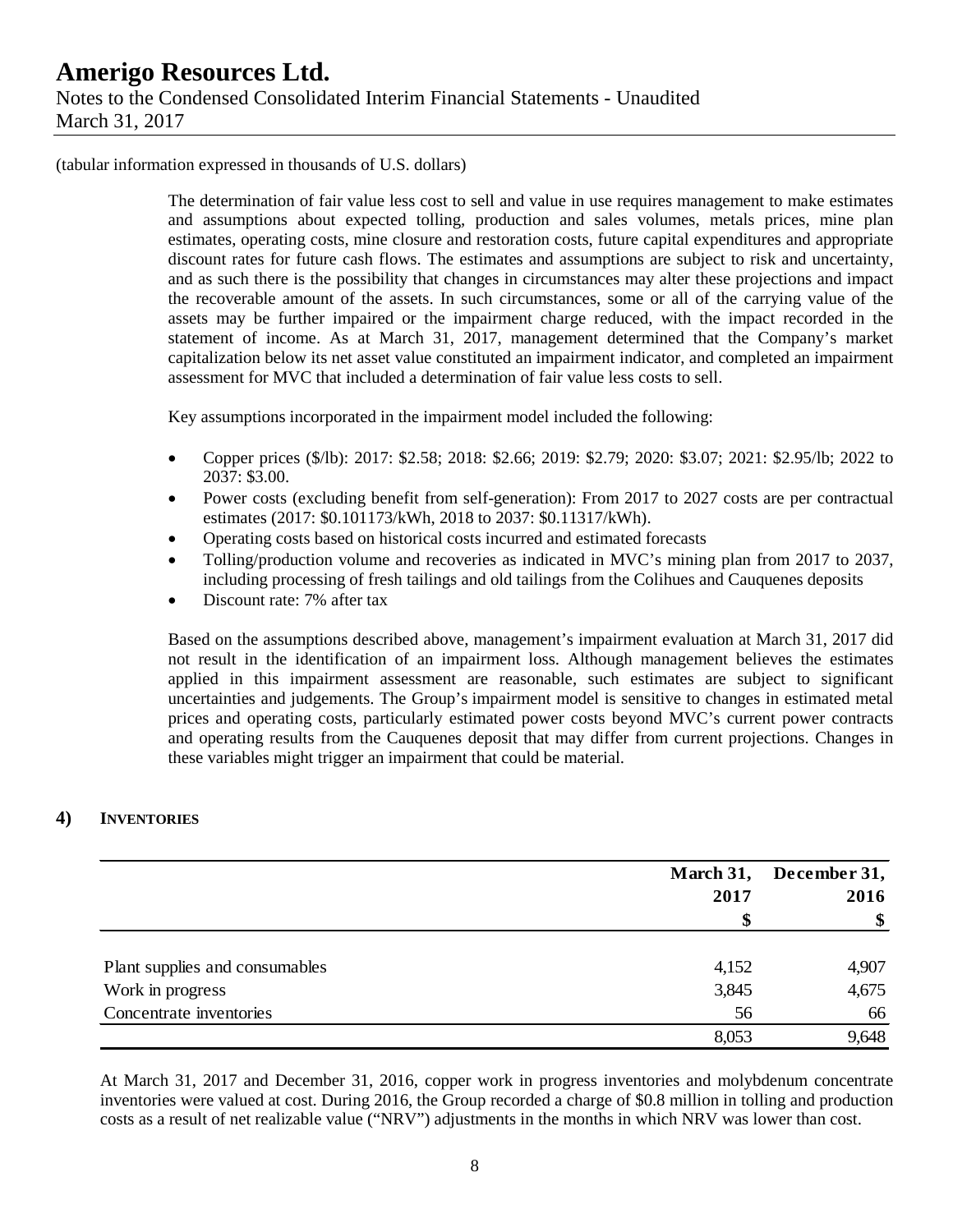(tabular information expressed in thousands of U.S. dollars)

The determination of fair value less cost to sell and value in use requires management to make estimates and assumptions about expected tolling, production and sales volumes, metals prices, mine plan estimates, operating costs, mine closure and restoration costs, future capital expenditures and appropriate discount rates for future cash flows. The estimates and assumptions are subject to risk and uncertainty, and as such there is the possibility that changes in circumstances may alter these projections and impact the recoverable amount of the assets. In such circumstances, some or all of the carrying value of the assets may be further impaired or the impairment charge reduced, with the impact recorded in the statement of income. As at March 31, 2017, management determined that the Company's market capitalization below its net asset value constituted an impairment indicator, and completed an impairment assessment for MVC that included a determination of fair value less costs to sell.

Key assumptions incorporated in the impairment model included the following:

- Copper prices ($/lb): 2017: $2.58; 2018: $2.66; 2019: $2.79; 2020: $3.07; 2021: $2.95/lb; 2022 to 2037: $3.00.
- Power costs (excluding benefit from self-generation): From 2017 to 2027 costs are per contractual estimates (2017: $0.101173/kWh, 2018 to 2037: $0.11317/kWh).
- Operating costs based on historical costs incurred and estimated forecasts
- Tolling/production volume and recoveries as indicated in MVC's mining plan from 2017 to 2037, including processing of fresh tailings and old tailings from the Colihues and Cauquenes deposits
- Discount rate: 7% after tax

Based on the assumptions described above, management's impairment evaluation at March 31, 2017 did not result in the identification of an impairment loss. Although management believes the estimates applied in this impairment assessment are reasonable, such estimates are subject to significant uncertainties and judgements. The Group's impairment model is sensitive to changes in estimated metal prices and operating costs, particularly estimated power costs beyond MVC's current power contracts and operating results from the Cauquenes deposit that may differ from current projections. Changes in these variables might trigger an impairment that could be material.

## 4) INVENTORIES

| | March 31, 2017 | December 31, 2016 |
|---|---|---|
| | $ | $ |
| Plant supplies and consumables | 4,152 | 4,907 |
| Work in progress | 3,845 | 4,675 |
| Concentrate inventories | 56 | 66 |
| | 8,053 | 9,648 |

At March 31, 2017 and December 31, 2016, copper work in progress inventories and molybdenum concentrate inventories were valued at cost. During 2016, the Group recorded a charge of $0.8 million in tolling and production costs as a result of net realizable value ("NRV") adjustments in the months in which NRV was lower than cost.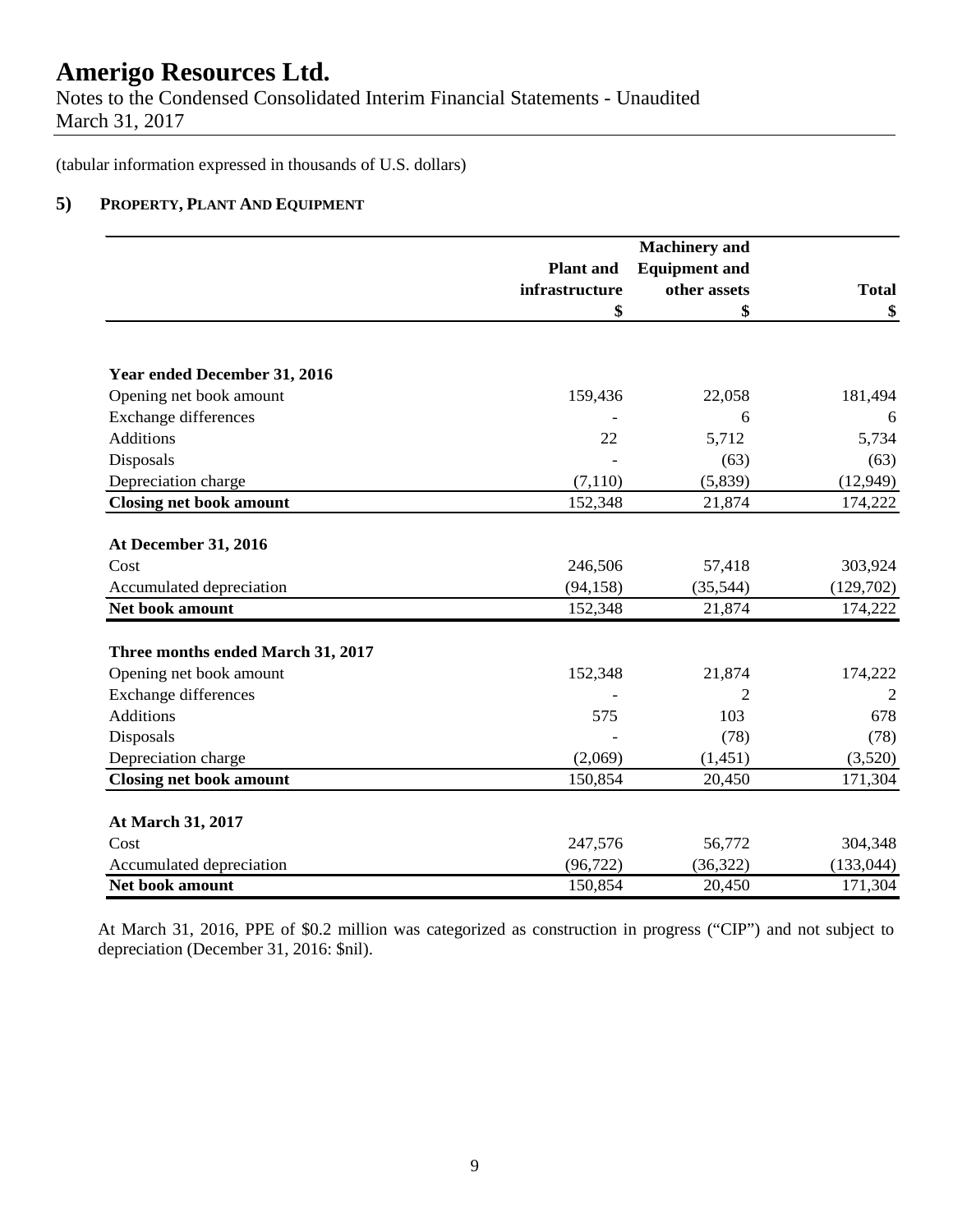# Amerigo Resources Ltd.

Notes to the Condensed Consolidated Interim Financial Statements - Unaudited
March 31, 2017

(tabular information expressed in thousands of U.S. dollars)

## 5) PROPERTY, PLANT AND EQUIPMENT

| | Plant and infrastructure | Machinery and Equipment and other assets | Total |
|---|---|---|---|
| | $ | $ | $ |
| **Year ended December 31, 2016** | | | |
| Opening net book amount | 159,436 | 22,058 | 181,494 |
| Exchange differences | - | 6 | 6 |
| Additions | 22 | 5,712 | 5,734 |
| Disposals | - | (63) | (63) |
| Depreciation charge | (7,110) | (5,839) | (12,949) |
| **Closing net book amount** | 152,348 | 21,874 | 174,222 |
| **At December 31, 2016** | | | |
| Cost | 246,506 | 57,418 | 303,924 |
| Accumulated depreciation | (94,158) | (35,544) | (129,702) |
| **Net book amount** | 152,348 | 21,874 | 174,222 |
| **Three months ended March 31, 2017** | | | |
| Opening net book amount | 152,348 | 21,874 | 174,222 |
| Exchange differences | - | 2 | 2 |
| Additions | 575 | 103 | 678 |
| Disposals | - | (78) | (78) |
| Depreciation charge | (2,069) | (1,451) | (3,520) |
| **Closing net book amount** | 150,854 | 20,450 | 171,304 |
| **At March 31, 2017** | | | |
| Cost | 247,576 | 56,772 | 304,348 |
| Accumulated depreciation | (96,722) | (36,322) | (133,044) |
| **Net book amount** | 150,854 | 20,450 | 171,304 |

At March 31, 2016, PPE of $0.2 million was categorized as construction in progress ("CIP") and not subject to depreciation (December 31, 2016: $nil).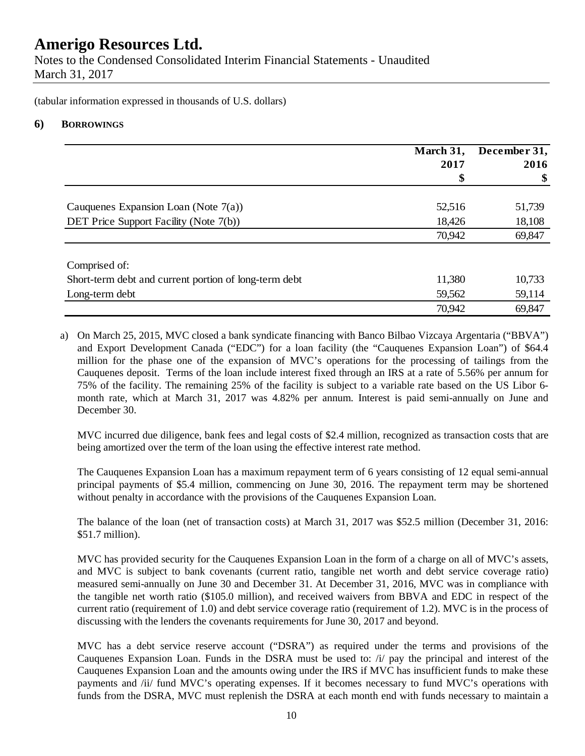# Amerigo Resources Ltd.

Notes to the Condensed Consolidated Interim Financial Statements - Unaudited
March 31, 2017

(tabular information expressed in thousands of U.S. dollars)

## 6) BORROWINGS

| | March 31, 2017 $ | December 31, 2016 $ |
|---|---|---|
| Cauquenes Expansion Loan (Note 7(a)) | 52,516 | 51,739 |
| DET Price Support Facility (Note 7(b)) | 18,426 | 18,108 |
| | 70,942 | 69,847 |
| Comprised of: | | |
| Short-term debt and current portion of long-term debt | 11,380 | 10,733 |
| Long-term debt | 59,562 | 59,114 |
| | 70,942 | 69,847 |

a) On March 25, 2015, MVC closed a bank syndicate financing with Banco Bilbao Vizcaya Argentaria ("BBVA") and Export Development Canada ("EDC") for a loan facility (the "Cauquenes Expansion Loan") of $64.4 million for the phase one of the expansion of MVC's operations for the processing of tailings from the Cauquenes deposit. Terms of the loan include interest fixed through an IRS at a rate of 5.56% per annum for 75% of the facility. The remaining 25% of the facility is subject to a variable rate based on the US Libor 6-month rate, which at March 31, 2017 was 4.82% per annum. Interest is paid semi-annually on June and December 30.

MVC incurred due diligence, bank fees and legal costs of $2.4 million, recognized as transaction costs that are being amortized over the term of the loan using the effective interest rate method.

The Cauquenes Expansion Loan has a maximum repayment term of 6 years consisting of 12 equal semi-annual principal payments of $5.4 million, commencing on June 30, 2016. The repayment term may be shortened without penalty in accordance with the provisions of the Cauquenes Expansion Loan.

The balance of the loan (net of transaction costs) at March 31, 2017 was $52.5 million (December 31, 2016: $51.7 million).

MVC has provided security for the Cauquenes Expansion Loan in the form of a charge on all of MVC's assets, and MVC is subject to bank covenants (current ratio, tangible net worth and debt service coverage ratio) measured semi-annually on June 30 and December 31. At December 31, 2016, MVC was in compliance with the tangible net worth ratio ($105.0 million), and received waivers from BBVA and EDC in respect of the current ratio (requirement of 1.0) and debt service coverage ratio (requirement of 1.2). MVC is in the process of discussing with the lenders the covenants requirements for June 30, 2017 and beyond.

MVC has a debt service reserve account ("DSRA") as required under the terms and provisions of the Cauquenes Expansion Loan. Funds in the DSRA must be used to: /i/ pay the principal and interest of the Cauquenes Expansion Loan and the amounts owing under the IRS if MVC has insufficient funds to make these payments and /ii/ fund MVC's operating expenses. If it becomes necessary to fund MVC's operations with funds from the DSRA, MVC must replenish the DSRA at each month end with funds necessary to maintain a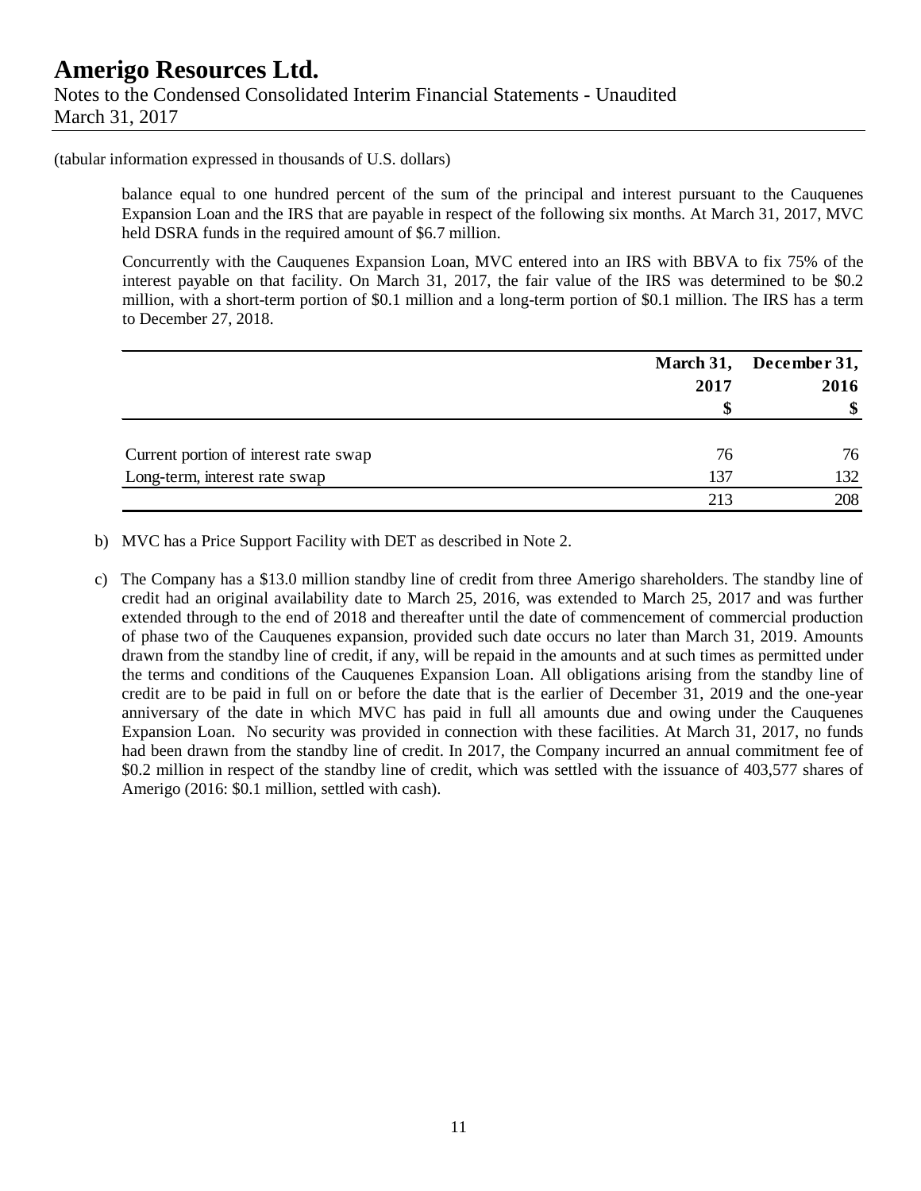(tabular information expressed in thousands of U.S. dollars)

balance equal to one hundred percent of the sum of the principal and interest pursuant to the Cauquenes Expansion Loan and the IRS that are payable in respect of the following six months. At March 31, 2017, MVC held DSRA funds in the required amount of $6.7 million.

Concurrently with the Cauquenes Expansion Loan, MVC entered into an IRS with BBVA to fix 75% of the interest payable on that facility. On March 31, 2017, the fair value of the IRS was determined to be $0.2 million, with a short-term portion of $0.1 million and a long-term portion of $0.1 million. The IRS has a term to December 27, 2018.

| | March 31, 2017 | December 31, 2016 |
|---|---|---|
| | **$** | **$** |
| Current portion of interest rate swap | 76 | 76 |
| Long-term, interest rate swap | 137 | 132 |
| | 213 | 208 |

b) MVC has a Price Support Facility with DET as described in Note 2.

c) The Company has a $13.0 million standby line of credit from three Amerigo shareholders. The standby line of credit had an original availability date to March 25, 2016, was extended to March 25, 2017 and was further extended through to the end of 2018 and thereafter until the date of commencement of commercial production of phase two of the Cauquenes expansion, provided such date occurs no later than March 31, 2019. Amounts drawn from the standby line of credit, if any, will be repaid in the amounts and at such times as permitted under the terms and conditions of the Cauquenes Expansion Loan. All obligations arising from the standby line of credit are to be paid in full on or before the date that is the earlier of December 31, 2019 and the one-year anniversary of the date in which MVC has paid in full all amounts due and owing under the Cauquenes Expansion Loan. No security was provided in connection with these facilities. At March 31, 2017, no funds had been drawn from the standby line of credit. In 2017, the Company incurred an annual commitment fee of $0.2 million in respect of the standby line of credit, which was settled with the issuance of 403,577 shares of Amerigo (2016: $0.1 million, settled with cash).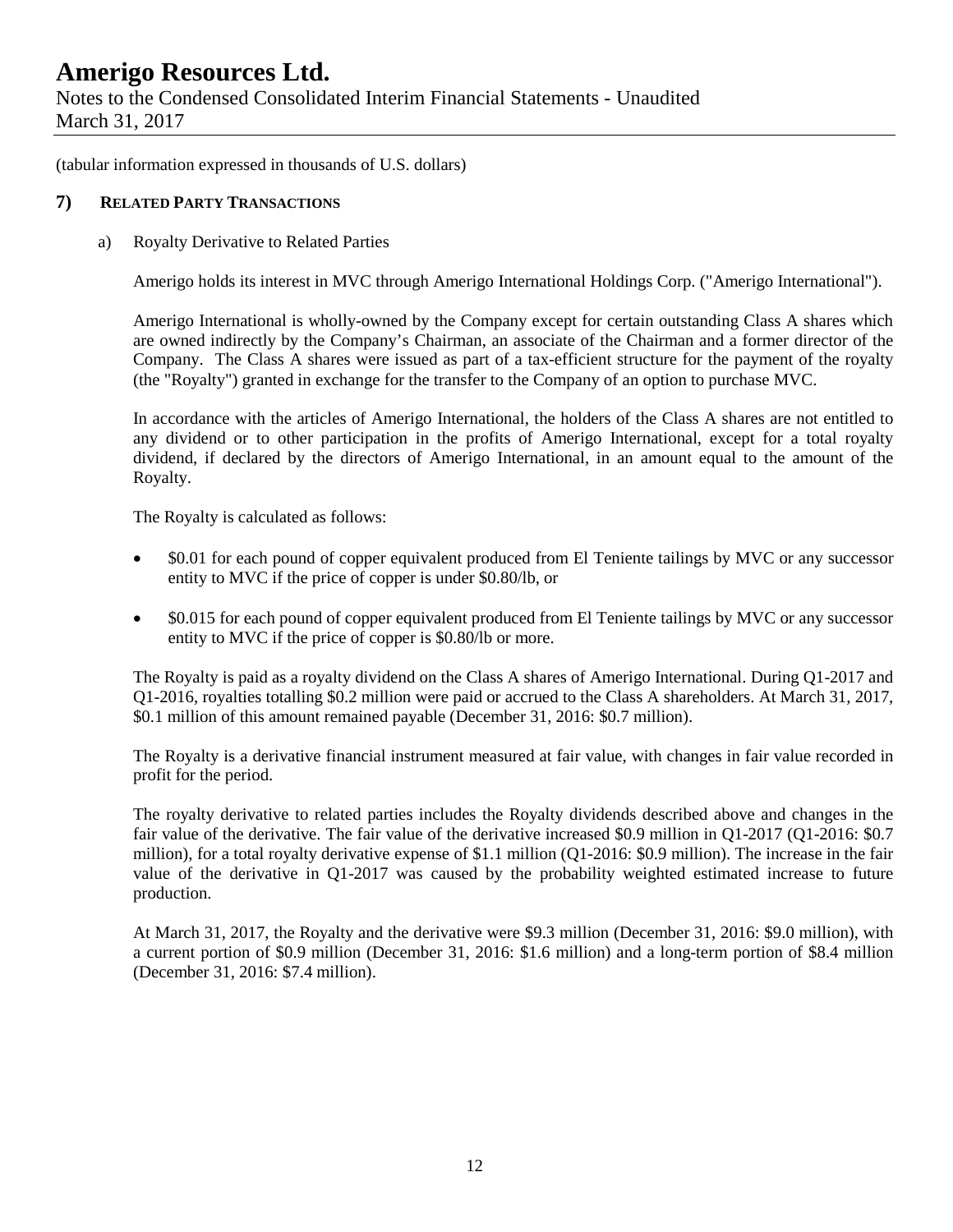(tabular information expressed in thousands of U.S. dollars)

## 7) Related Party Transactions

a) Royalty Derivative to Related Parties

Amerigo holds its interest in MVC through Amerigo International Holdings Corp. ("Amerigo International").

Amerigo International is wholly-owned by the Company except for certain outstanding Class A shares which are owned indirectly by the Company's Chairman, an associate of the Chairman and a former director of the Company. The Class A shares were issued as part of a tax-efficient structure for the payment of the royalty (the "Royalty") granted in exchange for the transfer to the Company of an option to purchase MVC.

In accordance with the articles of Amerigo International, the holders of the Class A shares are not entitled to any dividend or to other participation in the profits of Amerigo International, except for a total royalty dividend, if declared by the directors of Amerigo International, in an amount equal to the amount of the Royalty.

The Royalty is calculated as follows:

- \$0.01 for each pound of copper equivalent produced from El Teniente tailings by MVC or any successor entity to MVC if the price of copper is under \$0.80/lb, or
- \$0.015 for each pound of copper equivalent produced from El Teniente tailings by MVC or any successor entity to MVC if the price of copper is \$0.80/lb or more.

The Royalty is paid as a royalty dividend on the Class A shares of Amerigo International. During Q1-2017 and Q1-2016, royalties totalling \$0.2 million were paid or accrued to the Class A shareholders. At March 31, 2017, \$0.1 million of this amount remained payable (December 31, 2016: \$0.7 million).

The Royalty is a derivative financial instrument measured at fair value, with changes in fair value recorded in profit for the period.

The royalty derivative to related parties includes the Royalty dividends described above and changes in the fair value of the derivative. The fair value of the derivative increased \$0.9 million in Q1-2017 (Q1-2016: \$0.7 million), for a total royalty derivative expense of \$1.1 million (Q1-2016: \$0.9 million). The increase in the fair value of the derivative in Q1-2017 was caused by the probability weighted estimated increase to future production.

At March 31, 2017, the Royalty and the derivative were \$9.3 million (December 31, 2016: \$9.0 million), with a current portion of \$0.9 million (December 31, 2016: \$1.6 million) and a long-term portion of \$8.4 million (December 31, 2016: \$7.4 million).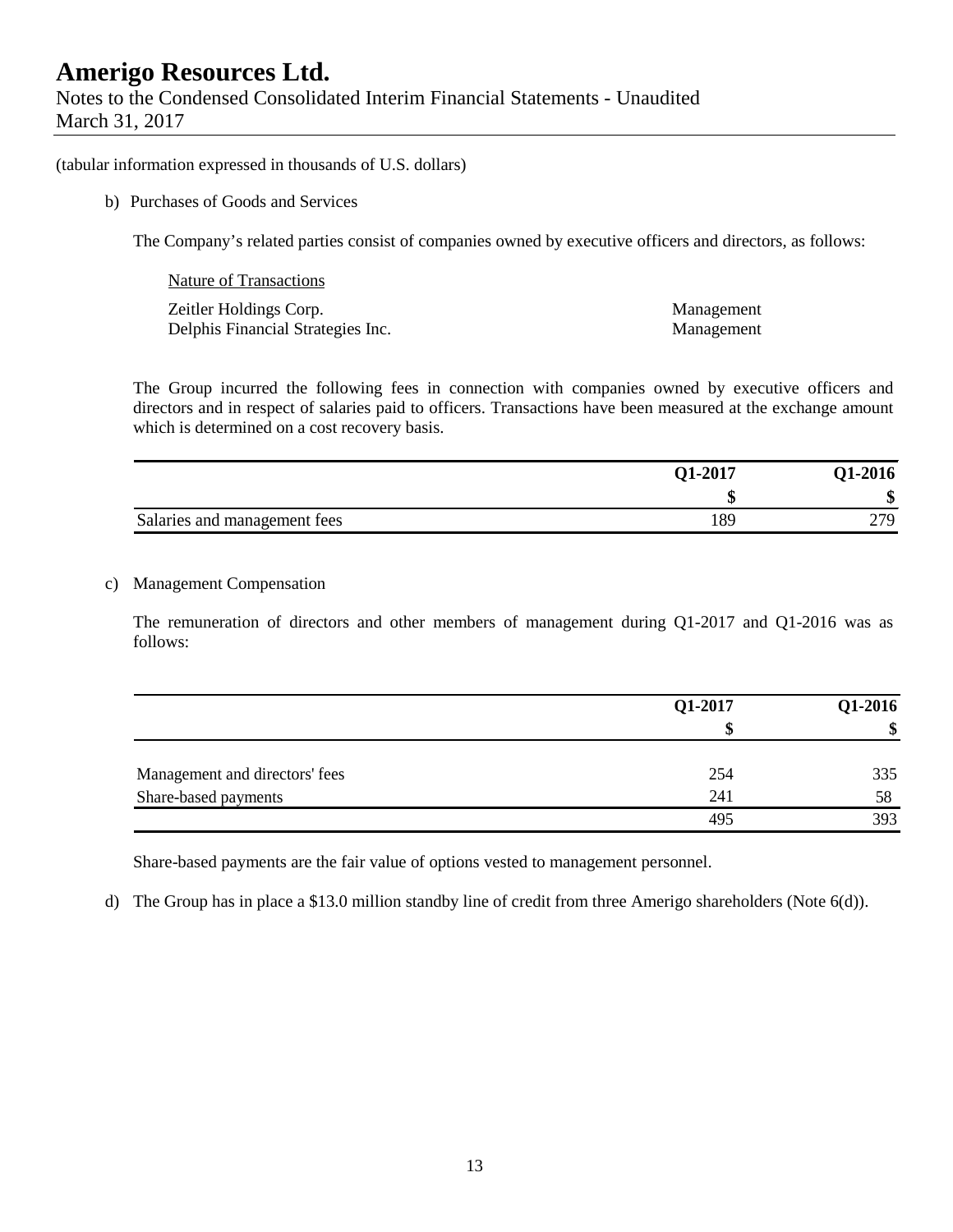(tabular information expressed in thousands of U.S. dollars)

b) Purchases of Goods and Services

The Company's related parties consist of companies owned by executive officers and directors, as follows:

| Nature of Transactions | |
|---|---|
| Zeitler Holdings Corp. | Management |
| Delphis Financial Strategies Inc. | Management |

The Group incurred the following fees in connection with companies owned by executive officers and directors and in respect of salaries paid to officers. Transactions have been measured at the exchange amount which is determined on a cost recovery basis.

| | Q1-2017 | Q1-2016 |
|---|---|---|
| | **$** | **$** |
| Salaries and management fees | 189 | 279 |

c) Management Compensation

The remuneration of directors and other members of management during Q1-2017 and Q1-2016 was as follows:

| | Q1-2017 | Q1-2016 |
|---|---|---|
| | **$** | **$** |
| Management and directors' fees | 254 | 335 |
| Share-based payments | 241 | 58 |
| | 495 | 393 |

Share-based payments are the fair value of options vested to management personnel.

d) The Group has in place a $13.0 million standby line of credit from three Amerigo shareholders (Note 6(d)).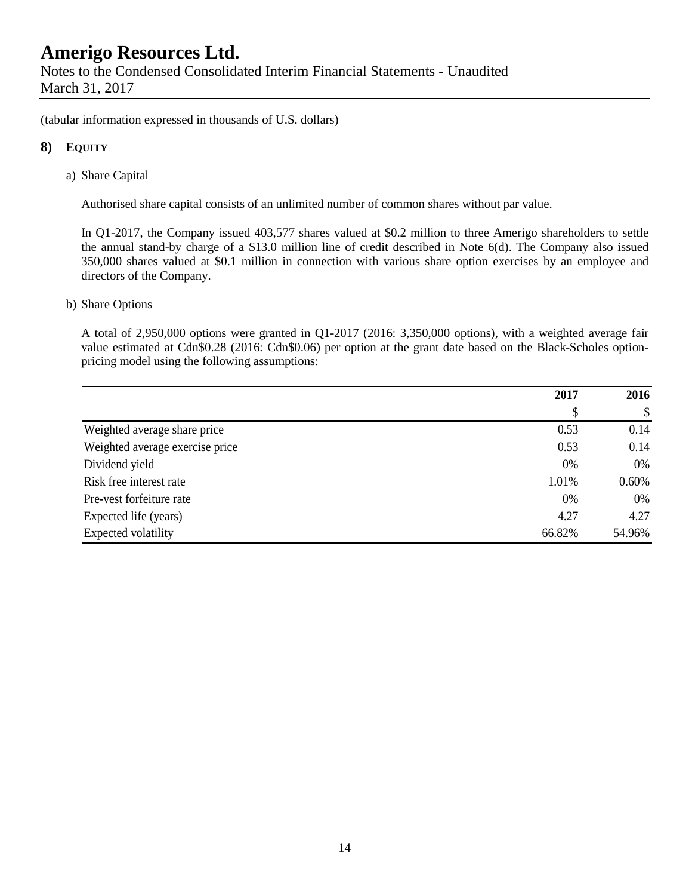(tabular information expressed in thousands of U.S. dollars)

## 8) EQUITY

a) Share Capital

Authorised share capital consists of an unlimited number of common shares without par value.

In Q1-2017, the Company issued 403,577 shares valued at $0.2 million to three Amerigo shareholders to settle the annual stand-by charge of a $13.0 million line of credit described in Note 6(d). The Company also issued 350,000 shares valued at $0.1 million in connection with various share option exercises by an employee and directors of the Company.

b) Share Options

A total of 2,950,000 options were granted in Q1-2017 (2016: 3,350,000 options), with a weighted average fair value estimated at Cdn$0.28 (2016: Cdn$0.06) per option at the grant date based on the Black-Scholes option-pricing model using the following assumptions:

| | 2017 | 2016 |
|---|---|---|
| | $ | $ |
| Weighted average share price | 0.53 | 0.14 |
| Weighted average exercise price | 0.53 | 0.14 |
| Dividend yield | 0% | 0% |
| Risk free interest rate | 1.01% | 0.60% |
| Pre-vest forfeiture rate | 0% | 0% |
| Expected life (years) | 4.27 | 4.27 |
| Expected volatility | 66.82% | 54.96% |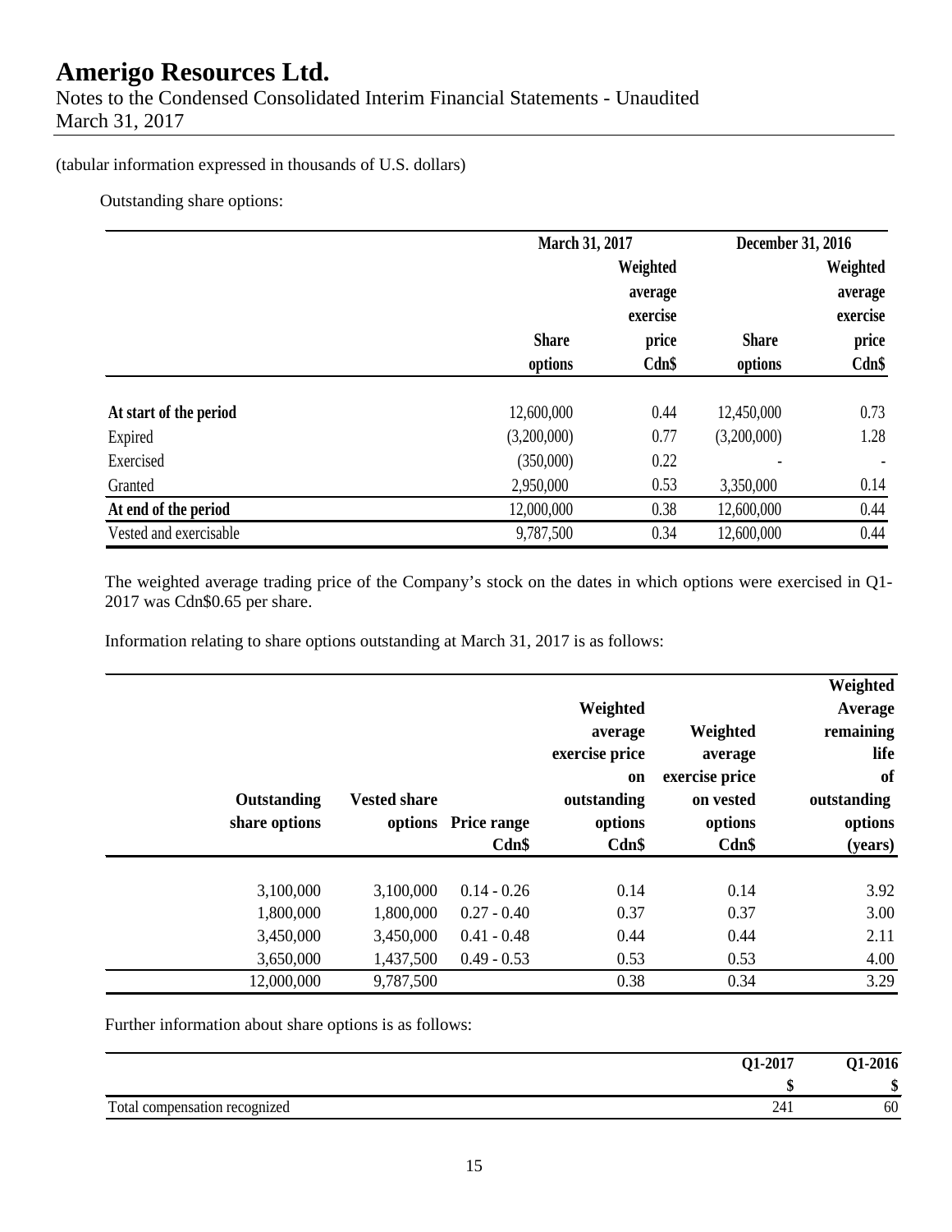(tabular information expressed in thousands of U.S. dollars)

Outstanding share options:

| | March 31, 2017 | | December 31, 2016 | |
|---|---|---|---|---|
| | Share options | Weighted average exercise price Cdn$ | Share options | Weighted average exercise price Cdn$ |
| **At start of the period** | 12,600,000 | 0.44 | 12,450,000 | 0.73 |
| Expired | (3,200,000) | 0.77 | (3,200,000) | 1.28 |
| Exercised | (350,000) | 0.22 | - | - |
| Granted | 2,950,000 | 0.53 | 3,350,000 | 0.14 |
| **At end of the period** | 12,000,000 | 0.38 | 12,600,000 | 0.44 |
| Vested and exercisable | 9,787,500 | 0.34 | 12,600,000 | 0.44 |

The weighted average trading price of the Company's stock on the dates in which options were exercised in Q1-2017 was Cdn$0.65 per share.

Information relating to share options outstanding at March 31, 2017 is as follows:

| Outstanding share options | Vested share options | Price range Cdn$ | Weighted average exercise price on outstanding options Cdn$ | Weighted average exercise price on vested options Cdn$ | Weighted Average remaining life of outstanding options (years) |
|---|---|---|---|---|---|
| 3,100,000 | 3,100,000 | 0.14 - 0.26 | 0.14 | 0.14 | 3.92 |
| 1,800,000 | 1,800,000 | 0.27 - 0.40 | 0.37 | 0.37 | 3.00 |
| 3,450,000 | 3,450,000 | 0.41 - 0.48 | 0.44 | 0.44 | 2.11 |
| 3,650,000 | 1,437,500 | 0.49 - 0.53 | 0.53 | 0.53 | 4.00 |
| 12,000,000 | 9,787,500 | | 0.38 | 0.34 | 3.29 |

Further information about share options is as follows:

| | Q1-2017 | Q1-2016 |
|---|---|---|
| | $ | $ |
| Total compensation recognized | 241 | 60 |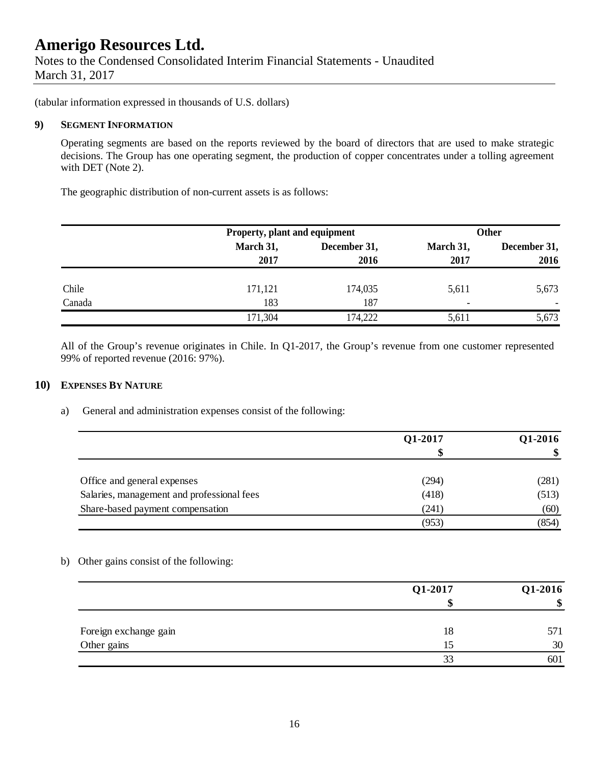# Amerigo Resources Ltd.

Notes to the Condensed Consolidated Interim Financial Statements - Unaudited
March 31, 2017

(tabular information expressed in thousands of U.S. dollars)

## 9) Segment Information

Operating segments are based on the reports reviewed by the board of directors that are used to make strategic decisions. The Group has one operating segment, the production of copper concentrates under a tolling agreement with DET (Note 2).

The geographic distribution of non-current assets is as follows:

| | Property, plant and equipment | | Other | |
|---|---|---|---|---|
| | March 31, 2017 | December 31, 2016 | March 31, 2017 | December 31, 2016 |
| Chile | 171,121 | 174,035 | 5,611 | 5,673 |
| Canada | 183 | 187 | - | - |
| | 171,304 | 174,222 | 5,611 | 5,673 |

All of the Group's revenue originates in Chile. In Q1-2017, the Group's revenue from one customer represented 99% of reported revenue (2016: 97%).

## 10) Expenses By Nature

a) General and administration expenses consist of the following:

| | Q1-2017 | Q1-2016 |
|---|---|---|
| | $ | $ |
| Office and general expenses | (294) | (281) |
| Salaries, management and professional fees | (418) | (513) |
| Share-based payment compensation | (241) | (60) |
| | (953) | (854) |

b) Other gains consist of the following:

| | Q1-2017 | Q1-2016 |
|---|---|---|
| | $ | $ |
| Foreign exchange gain | 18 | 571 |
| Other gains | 15 | 30 |
| | 33 | 601 |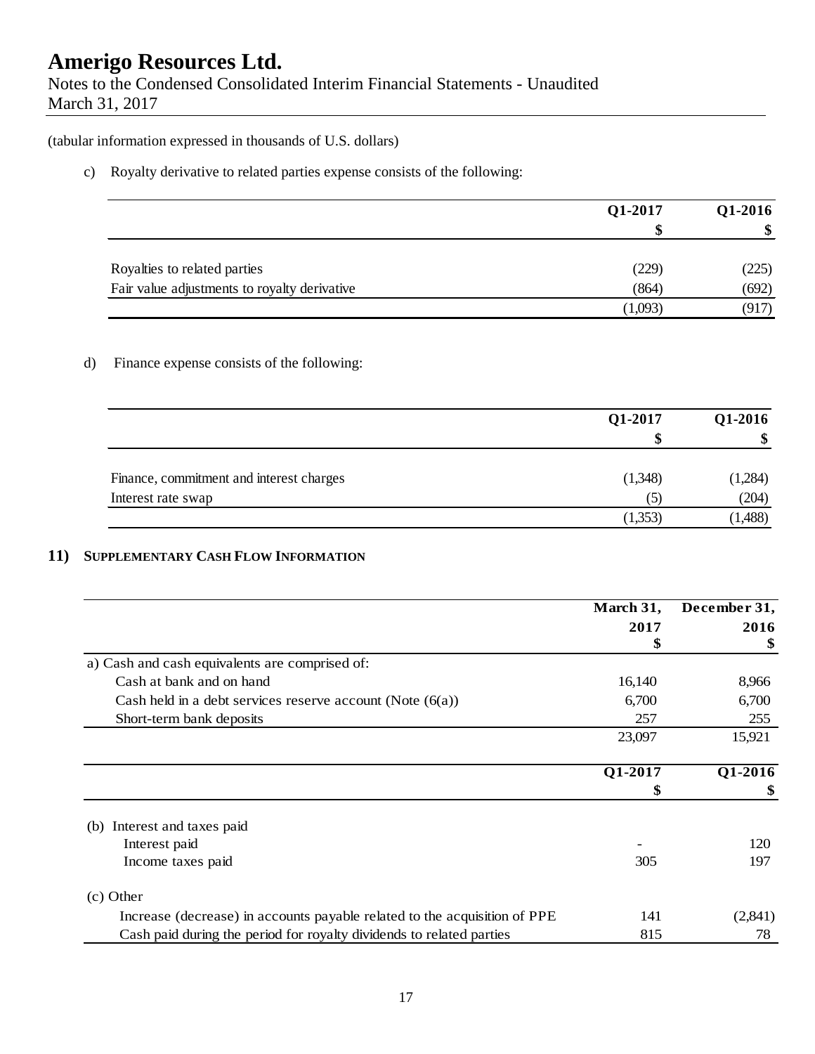(tabular information expressed in thousands of U.S. dollars)

c) Royalty derivative to related parties expense consists of the following:

| | Q1-2017 | Q1-2016 |
|---|---|---|
| | $ | $ |
| Royalties to related parties | (229) | (225) |
| Fair value adjustments to royalty derivative | (864) | (692) |
| | (1,093) | (917) |

d) Finance expense consists of the following:

| | Q1-2017 | Q1-2016 |
|---|---|---|
| | $ | $ |
| Finance, commitment and interest charges | (1,348) | (1,284) |
| Interest rate swap | (5) | (204) |
| | (1,353) | (1,488) |

## 11) SUPPLEMENTARY CASH FLOW INFORMATION

| | March 31, 2017 | December 31, 2016 |
|---|---|---|
| | $ | $ |
| a) Cash and cash equivalents are comprised of: | | |
| Cash at bank and on hand | 16,140 | 8,966 |
| Cash held in a debt services reserve account (Note (6(a)) | 6,700 | 6,700 |
| Short-term bank deposits | 257 | 255 |
| | 23,097 | 15,921 |

| | Q1-2017 | Q1-2016 |
|---|---|---|
| | $ | $ |
| (b) Interest and taxes paid | | |
| Interest paid | - | 120 |
| Income taxes paid | 305 | 197 |
| (c) Other | | |
| Increase (decrease) in accounts payable related to the acquisition of PPE | 141 | (2,841) |
| Cash paid during the period for royalty dividends to related parties | 815 | 78 |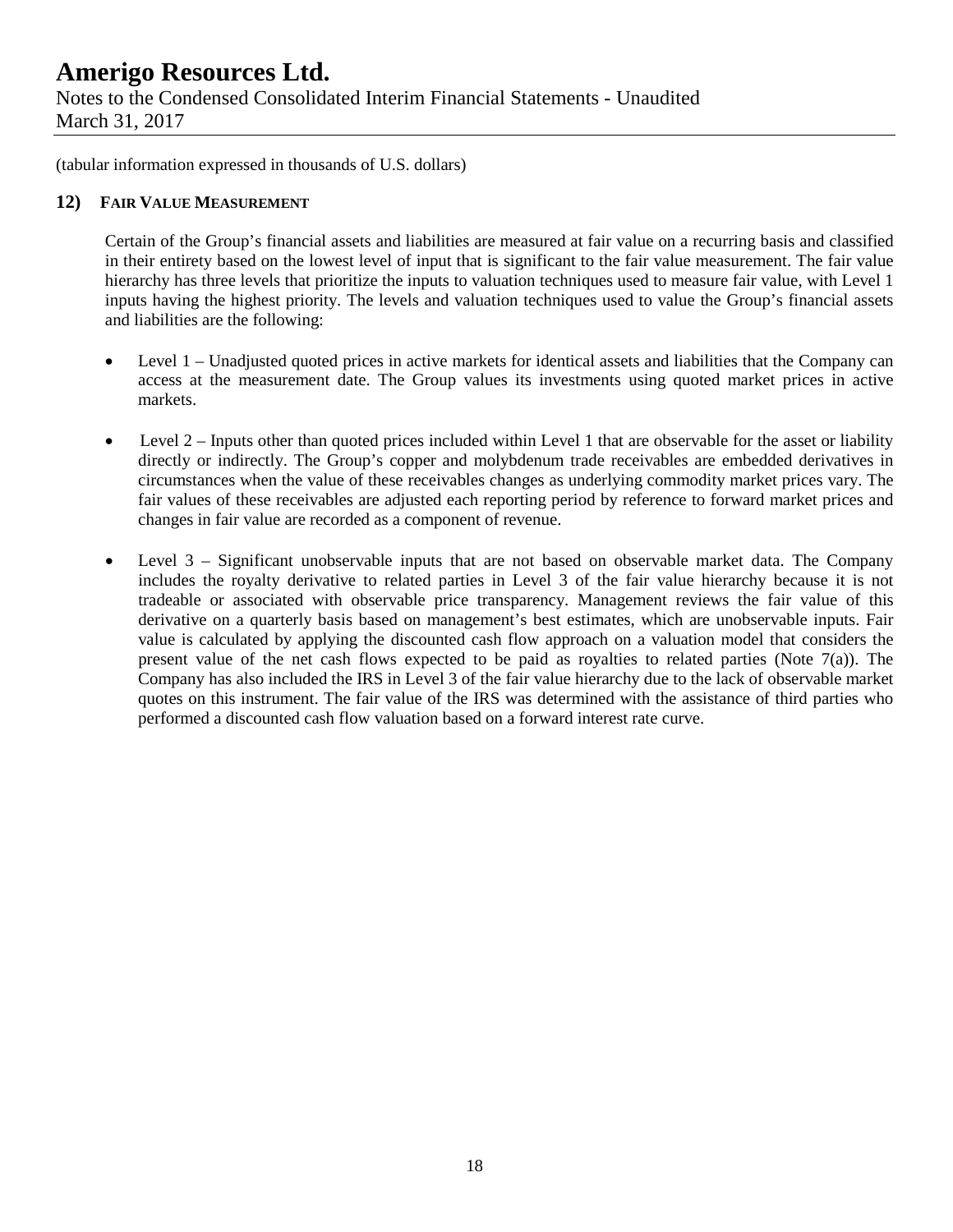(tabular information expressed in thousands of U.S. dollars)

## 12) FAIR VALUE MEASUREMENT

Certain of the Group's financial assets and liabilities are measured at fair value on a recurring basis and classified in their entirety based on the lowest level of input that is significant to the fair value measurement. The fair value hierarchy has three levels that prioritize the inputs to valuation techniques used to measure fair value, with Level 1 inputs having the highest priority. The levels and valuation techniques used to value the Group's financial assets and liabilities are the following:

- Level 1 – Unadjusted quoted prices in active markets for identical assets and liabilities that the Company can access at the measurement date. The Group values its investments using quoted market prices in active markets.

- Level 2 – Inputs other than quoted prices included within Level 1 that are observable for the asset or liability directly or indirectly. The Group's copper and molybdenum trade receivables are embedded derivatives in circumstances when the value of these receivables changes as underlying commodity market prices vary. The fair values of these receivables are adjusted each reporting period by reference to forward market prices and changes in fair value are recorded as a component of revenue.

- Level 3 – Significant unobservable inputs that are not based on observable market data. The Company includes the royalty derivative to related parties in Level 3 of the fair value hierarchy because it is not tradeable or associated with observable price transparency. Management reviews the fair value of this derivative on a quarterly basis based on management's best estimates, which are unobservable inputs. Fair value is calculated by applying the discounted cash flow approach on a valuation model that considers the present value of the net cash flows expected to be paid as royalties to related parties (Note 7(a)). The Company has also included the IRS in Level 3 of the fair value hierarchy due to the lack of observable market quotes on this instrument. The fair value of the IRS was determined with the assistance of third parties who performed a discounted cash flow valuation based on a forward interest rate curve.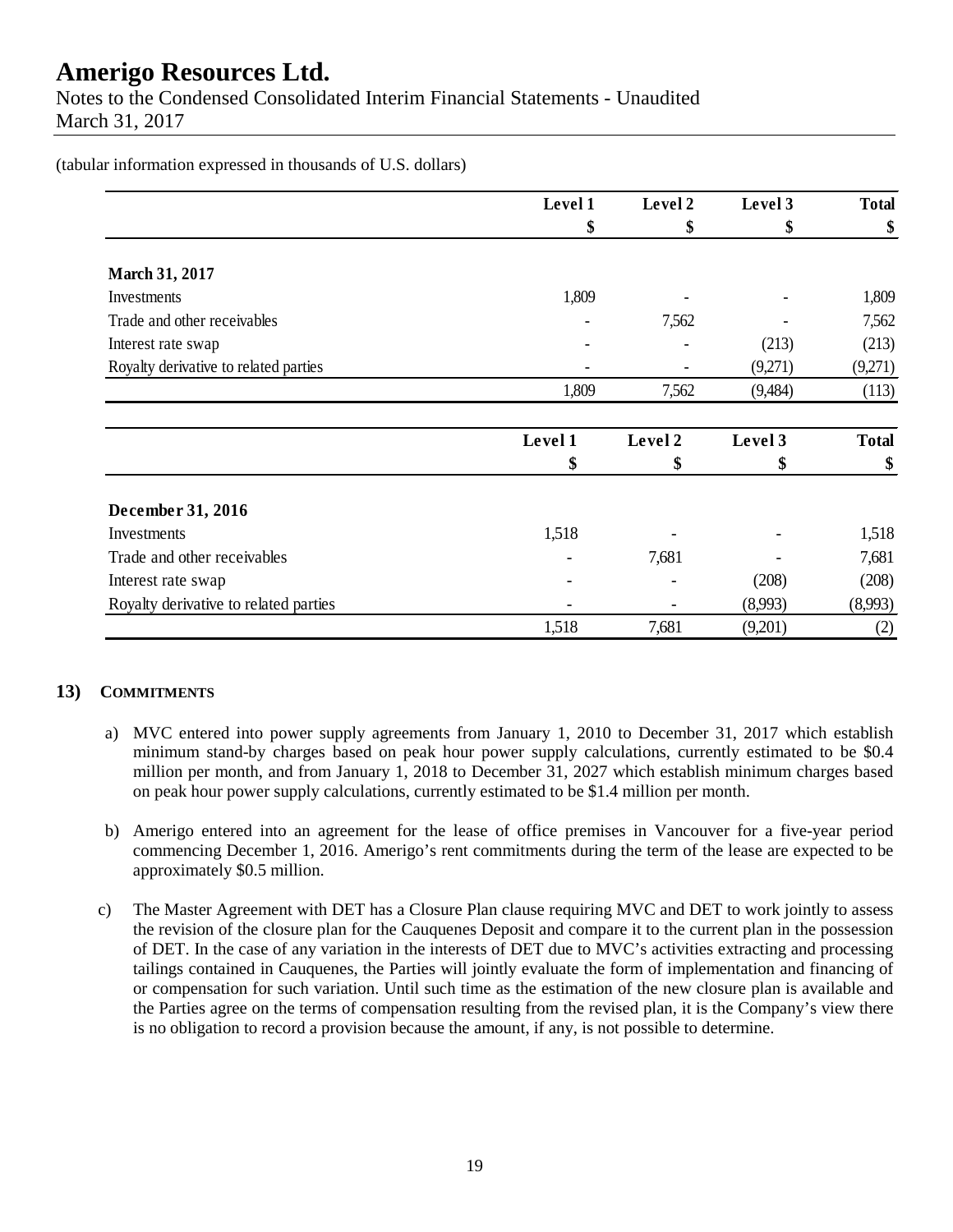(tabular information expressed in thousands of U.S. dollars)

| | Level 1 | Level 2 | Level 3 | Total |
|---|---|---|---|---|
| | $ | $ | $ | $ |
| **March 31, 2017** | | | | |
| Investments | 1,809 | - | - | 1,809 |
| Trade and other receivables | - | 7,562 | - | 7,562 |
| Interest rate swap | - | - | (213) | (213) |
| Royalty derivative to related parties | - | - | (9,271) | (9,271) |
| | 1,809 | 7,562 | (9,484) | (113) |

| | Level 1 | Level 2 | Level 3 | Total |
|---|---|---|---|---|
| | $ | $ | $ | $ |
| **December 31, 2016** | | | | |
| Investments | 1,518 | - | - | 1,518 |
| Trade and other receivables | - | 7,681 | - | 7,681 |
| Interest rate swap | - | - | (208) | (208) |
| Royalty derivative to related parties | - | - | (8,993) | (8,993) |
| | 1,518 | 7,681 | (9,201) | (2) |

## 13) COMMITMENTS

a) MVC entered into power supply agreements from January 1, 2010 to December 31, 2017 which establish minimum stand-by charges based on peak hour power supply calculations, currently estimated to be $0.4 million per month, and from January 1, 2018 to December 31, 2027 which establish minimum charges based on peak hour power supply calculations, currently estimated to be $1.4 million per month.

b) Amerigo entered into an agreement for the lease of office premises in Vancouver for a five-year period commencing December 1, 2016. Amerigo's rent commitments during the term of the lease are expected to be approximately $0.5 million.

c) The Master Agreement with DET has a Closure Plan clause requiring MVC and DET to work jointly to assess the revision of the closure plan for the Cauquenes Deposit and compare it to the current plan in the possession of DET. In the case of any variation in the interests of DET due to MVC's activities extracting and processing tailings contained in Cauquenes, the Parties will jointly evaluate the form of implementation and financing of or compensation for such variation. Until such time as the estimation of the new closure plan is available and the Parties agree on the terms of compensation resulting from the revised plan, it is the Company's view there is no obligation to record a provision because the amount, if any, is not possible to determine.